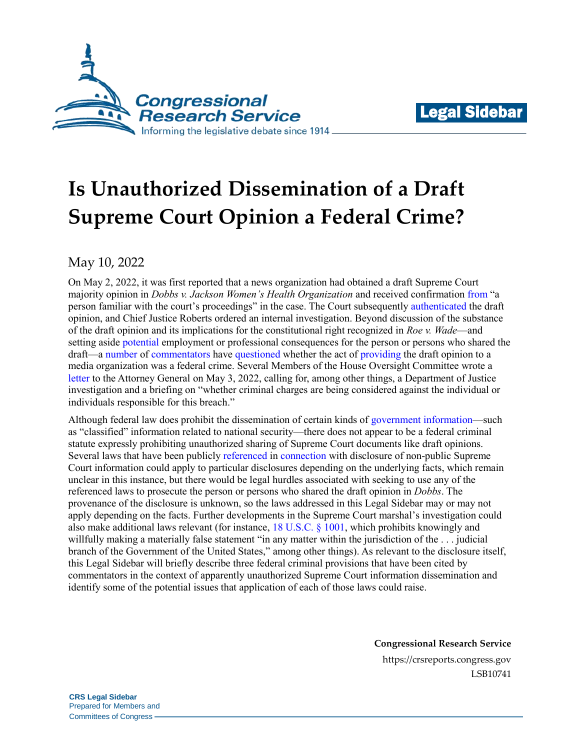Congressional Research Service

Informing the legislative debate since 1914

**Legal Sidebar**

# Is Unauthorized Dissemination of a Draft Supreme Court Opinion a Federal Crime?

May 10, 2022

On May 2, 2022, it was first reported that a news organization had obtained a draft Supreme Court majority opinion in *Dobbs v. Jackson Women's Health Organization* and received confirmation from "a person familiar with the court's proceedings" in the case. The Court subsequently authenticated the draft opinion, and Chief Justice Roberts ordered an internal investigation. Beyond discussion of the substance of the draft opinion and its implications for the constitutional right recognized in *Roe v. Wade*—and setting aside potential employment or professional consequences for the person or persons who shared the draft—a number of commentators have questioned whether the act of providing the draft opinion to a media organization was a federal crime. Several Members of the House Oversight Committee wrote a letter to the Attorney General on May 3, 2022, calling for, among other things, a Department of Justice investigation and a briefing on "whether criminal charges are being considered against the individual or individuals responsible for this breach."

Although federal law does prohibit the dissemination of certain kinds of government information—such as "classified" information related to national security—there does not appear to be a federal criminal statute expressly prohibiting unauthorized sharing of Supreme Court documents like draft opinions. Several laws that have been publicly referenced in connection with disclosure of non-public Supreme Court information could apply to particular disclosures depending on the underlying facts, which remain unclear in this instance, but there would be legal hurdles associated with seeking to use any of the referenced laws to prosecute the person or persons who shared the draft opinion in *Dobbs*. The provenance of the disclosure is unknown, so the laws addressed in this Legal Sidebar may or may not apply depending on the facts. Further developments in the Supreme Court marshal's investigation could also make additional laws relevant (for instance, 18 U.S.C. § 1001, which prohibits knowingly and willfully making a materially false statement "in any matter within the jurisdiction of the . . . judicial branch of the Government of the United States," among other things). As relevant to the disclosure itself, this Legal Sidebar will briefly describe three federal criminal provisions that have been cited by commentators in the context of apparently unauthorized Supreme Court information dissemination and identify some of the potential issues that application of each of those laws could raise.

**Congressional Research Service**

https://crsreports.congress.gov

LSB10741

**CRS Legal Sidebar**
Prepared for Members and
Committees of Congress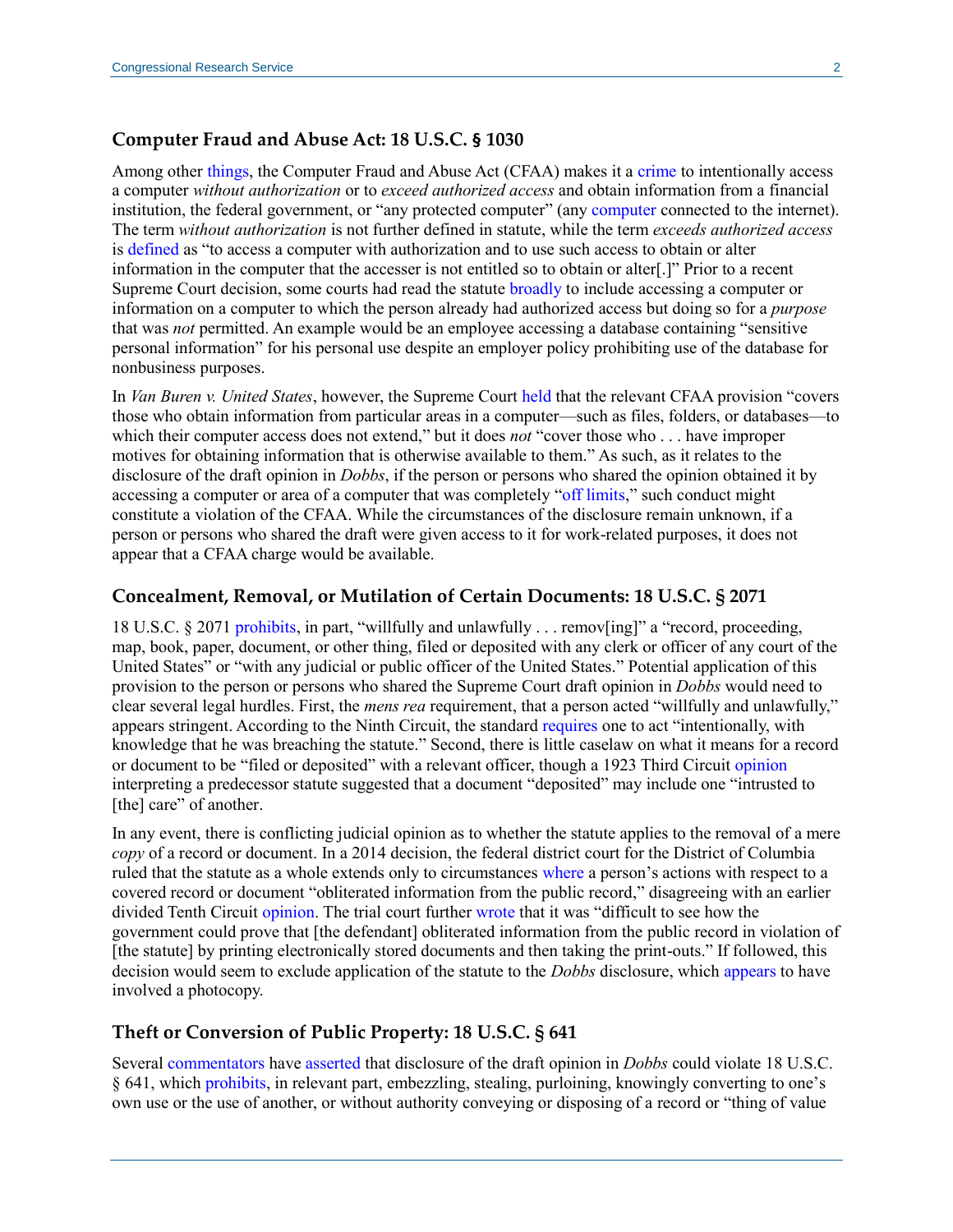### Computer Fraud and Abuse Act: 18 U.S.C. § 1030

Among other things, the Computer Fraud and Abuse Act (CFAA) makes it a crime to intentionally access a computer *without authorization* or to *exceed authorized access* and obtain information from a financial institution, the federal government, or "any protected computer" (any computer connected to the internet). The term *without authorization* is not further defined in statute, while the term *exceeds authorized access* is defined as "to access a computer with authorization and to use such access to obtain or alter information in the computer that the accesser is not entitled so to obtain or alter[.]" Prior to a recent Supreme Court decision, some courts had read the statute broadly to include accessing a computer or information on a computer to which the person already had authorized access but doing so for a *purpose* that was *not* permitted. An example would be an employee accessing a database containing "sensitive personal information" for his personal use despite an employer policy prohibiting use of the database for nonbusiness purposes.

In *Van Buren v. United States*, however, the Supreme Court held that the relevant CFAA provision "covers those who obtain information from particular areas in a computer—such as files, folders, or databases—to which their computer access does not extend," but it does *not* "cover those who . . . have improper motives for obtaining information that is otherwise available to them." As such, as it relates to the disclosure of the draft opinion in *Dobbs*, if the person or persons who shared the opinion obtained it by accessing a computer or area of a computer that was completely "off limits," such conduct might constitute a violation of the CFAA. While the circumstances of the disclosure remain unknown, if a person or persons who shared the draft were given access to it for work-related purposes, it does not appear that a CFAA charge would be available.

### Concealment, Removal, or Mutilation of Certain Documents: 18 U.S.C. § 2071

18 U.S.C. § 2071 prohibits, in part, "willfully and unlawfully . . . remov[ing]" a "record, proceeding, map, book, paper, document, or other thing, filed or deposited with any clerk or officer of any court of the United States" or "with any judicial or public officer of the United States." Potential application of this provision to the person or persons who shared the Supreme Court draft opinion in *Dobbs* would need to clear several legal hurdles. First, the *mens rea* requirement, that a person acted "willfully and unlawfully," appears stringent. According to the Ninth Circuit, the standard requires one to act "intentionally, with knowledge that he was breaching the statute." Second, there is little caselaw on what it means for a record or document to be "filed or deposited" with a relevant officer, though a 1923 Third Circuit opinion interpreting a predecessor statute suggested that a document "deposited" may include one "intrusted to [the] care" of another.

In any event, there is conflicting judicial opinion as to whether the statute applies to the removal of a mere *copy* of a record or document. In a 2014 decision, the federal district court for the District of Columbia ruled that the statute as a whole extends only to circumstances where a person's actions with respect to a covered record or document "obliterated information from the public record," disagreeing with an earlier divided Tenth Circuit opinion. The trial court further wrote that it was "difficult to see how the government could prove that [the defendant] obliterated information from the public record in violation of [the statute] by printing electronically stored documents and then taking the print-outs." If followed, this decision would seem to exclude application of the statute to the *Dobbs* disclosure, which appears to have involved a photocopy.

### Theft or Conversion of Public Property: 18 U.S.C. § 641

Several commentators have asserted that disclosure of the draft opinion in *Dobbs* could violate 18 U.S.C. § 641, which prohibits, in relevant part, embezzling, stealing, purloining, knowingly converting to one's own use or the use of another, or without authority conveying or disposing of a record or "thing of value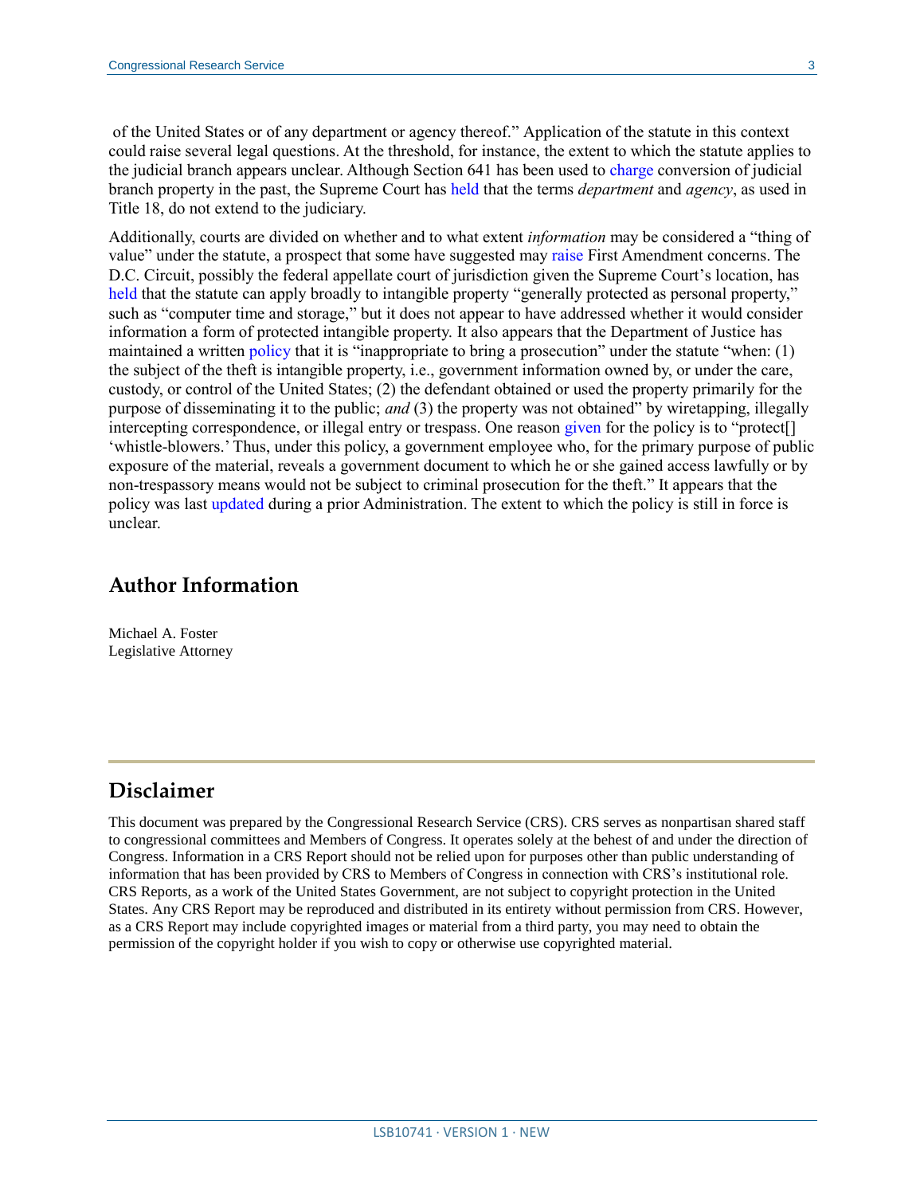of the United States or of any department or agency thereof." Application of the statute in this context could raise several legal questions. At the threshold, for instance, the extent to which the statute applies to the judicial branch appears unclear. Although Section 641 has been used to charge conversion of judicial branch property in the past, the Supreme Court has held that the terms *department* and *agency*, as used in Title 18, do not extend to the judiciary.

Additionally, courts are divided on whether and to what extent *information* may be considered a "thing of value" under the statute, a prospect that some have suggested may raise First Amendment concerns. The D.C. Circuit, possibly the federal appellate court of jurisdiction given the Supreme Court's location, has held that the statute can apply broadly to intangible property "generally protected as personal property," such as "computer time and storage," but it does not appear to have addressed whether it would consider information a form of protected intangible property. It also appears that the Department of Justice has maintained a written policy that it is "inappropriate to bring a prosecution" under the statute "when: (1) the subject of the theft is intangible property, i.e., government information owned by, or under the care, custody, or control of the United States; (2) the defendant obtained or used the property primarily for the purpose of disseminating it to the public; *and* (3) the property was not obtained" by wiretapping, illegally intercepting correspondence, or illegal entry or trespass. One reason given for the policy is to "protect[] 'whistle-blowers.' Thus, under this policy, a government employee who, for the primary purpose of public exposure of the material, reveals a government document to which he or she gained access lawfully or by non-trespassory means would not be subject to criminal prosecution for the theft." It appears that the policy was last updated during a prior Administration. The extent to which the policy is still in force is unclear.

## Author Information

Michael A. Foster
Legislative Attorney

## Disclaimer

This document was prepared by the Congressional Research Service (CRS). CRS serves as nonpartisan shared staff to congressional committees and Members of Congress. It operates solely at the behest of and under the direction of Congress. Information in a CRS Report should not be relied upon for purposes other than public understanding of information that has been provided by CRS to Members of Congress in connection with CRS's institutional role. CRS Reports, as a work of the United States Government, are not subject to copyright protection in the United States. Any CRS Report may be reproduced and distributed in its entirety without permission from CRS. However, as a CRS Report may include copyrighted images or material from a third party, you may need to obtain the permission of the copyright holder if you wish to copy or otherwise use copyrighted material.

LSB10741 · VERSION 1 · NEW